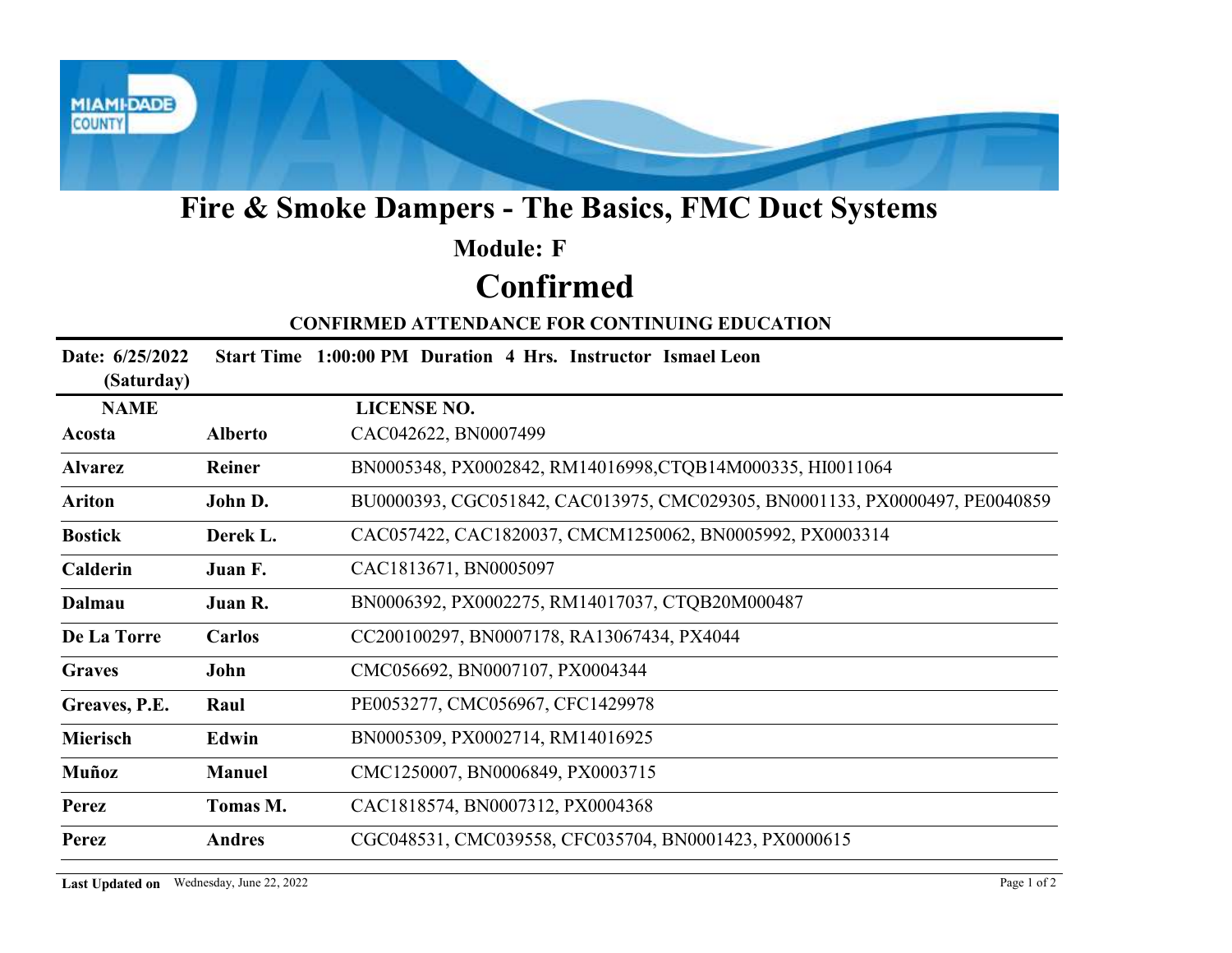# Fire & Smoke Dampers - The Basics, FMC Duct Systems

## Module: F

# Confirmed

### CONFIRMED ATTENDANCE FOR CONTINUING EDUCATION

**Date: 6/25/2022 (Saturday)** **Start Time 1:00:00 PM** **Duration 4 Hrs.** **Instructor Ismael Leon**

| NAME | | LICENSE NO. |
|---|---|---|
| **Acosta** | **Alberto** | CAC042622, BN0007499 |
| **Alvarez** | **Reiner** | BN0005348, PX0002842, RM14016998,CTQB14M000335, HI0011064 |
| **Ariton** | **John D.** | BU0000393, CGC051842, CAC013975, CMC029305, BN0001133, PX0000497, PE0040859 |
| **Bostick** | **Derek L.** | CAC057422, CAC1820037, CMCM1250062, BN0005992, PX0003314 |
| **Calderin** | **Juan F.** | CAC1813671, BN0005097 |
| **Dalmau** | **Juan R.** | BN0006392, PX0002275, RM14017037, CTQB20M000487 |
| **De La Torre** | **Carlos** | CC200100297, BN0007178, RA13067434, PX4044 |
| **Graves** | **John** | CMC056692, BN0007107, PX0004344 |
| **Greaves, P.E.** | **Raul** | PE0053277, CMC056967, CFC1429978 |
| **Mierisch** | **Edwin** | BN0005309, PX0002714, RM14016925 |
| **Muñoz** | **Manuel** | CMC1250007, BN0006849, PX0003715 |
| **Perez** | **Tomas M.** | CAC1818574, BN0007312, PX0004368 |
| **Perez** | **Andres** | CGC048531, CMC039558, CFC035704, BN0001423, PX0000615 |

**Last Updated on** Wednesday, June 22, 2022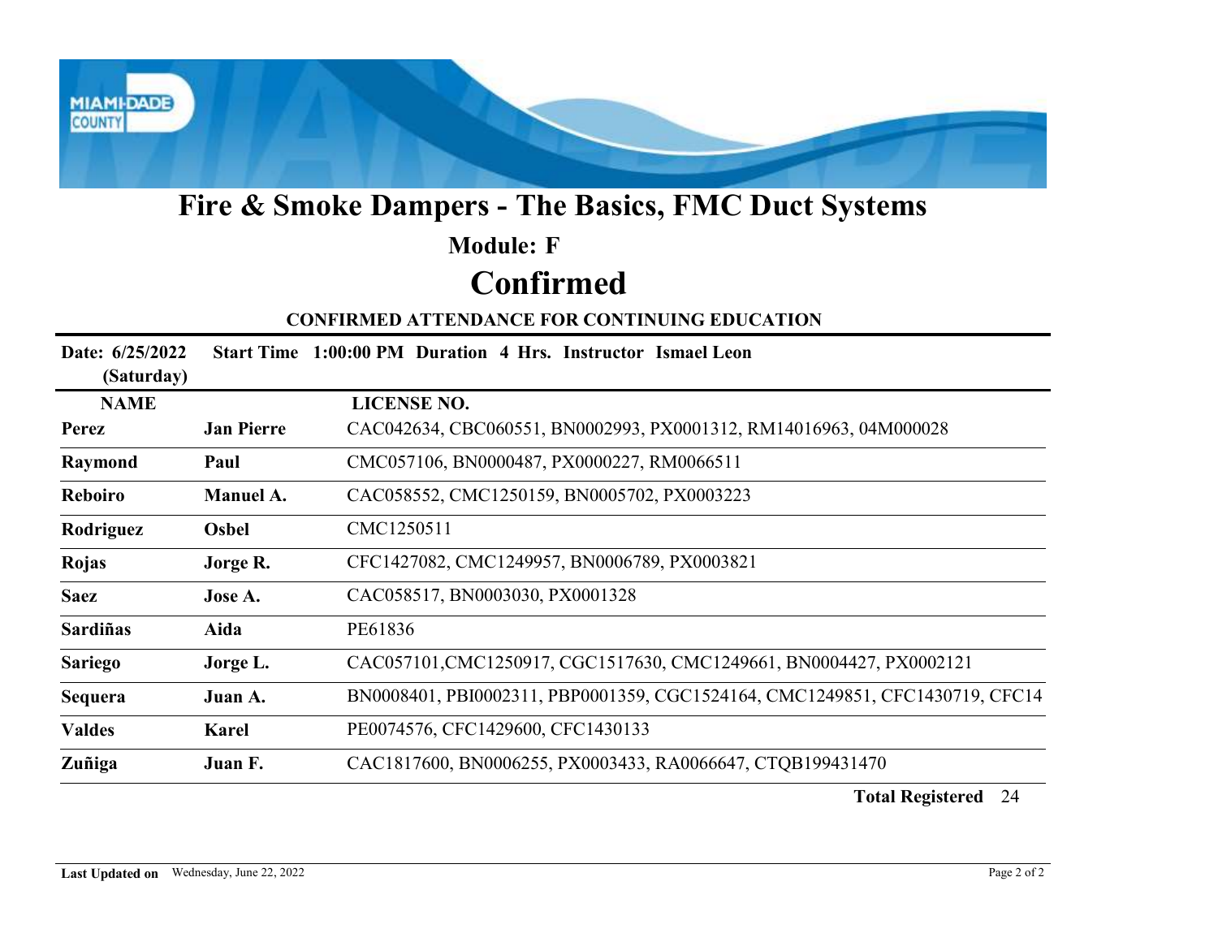# Fire & Smoke Dampers - The Basics, FMC Duct Systems

## Module: F

# Confirmed

### CONFIRMED ATTENDANCE FOR CONTINUING EDUCATION

**Date: 6/25/2022 (Saturday)** **Start Time 1:00:00 PM** **Duration 4 Hrs.** **Instructor Ismael Leon**

| NAME | | LICENSE NO. |
|---|---|---|
| **Perez** | **Jan Pierre** | CAC042634, CBC060551, BN0002993, PX0001312, RM14016963, 04M000028 |
| **Raymond** | **Paul** | CMC057106, BN0000487, PX0000227, RM0066511 |
| **Reboiro** | **Manuel A.** | CAC058552, CMC1250159, BN0005702, PX0003223 |
| **Rodriguez** | **Osbel** | CMC1250511 |
| **Rojas** | **Jorge R.** | CFC1427082, CMC1249957, BN0006789, PX0003821 |
| **Saez** | **Jose A.** | CAC058517, BN0003030, PX0001328 |
| **Sardiñas** | **Aida** | PE61836 |
| **Sariego** | **Jorge L.** | CAC057101,CMC1250917, CGC1517630, CMC1249661, BN0004427, PX0002121 |
| **Sequera** | **Juan A.** | BN0008401, PBI0002311, PBP0001359, CGC1524164, CMC1249851, CFC1430719, CFC14 |
| **Valdes** | **Karel** | PE0074576, CFC1429600, CFC1430133 |
| **Zuñiga** | **Juan F.** | CAC1817600, BN0006255, PX0003433, RA0066647, CTQB199431470 |

**Total Registered** 24

**Last Updated on** Wednesday, June 22, 2022